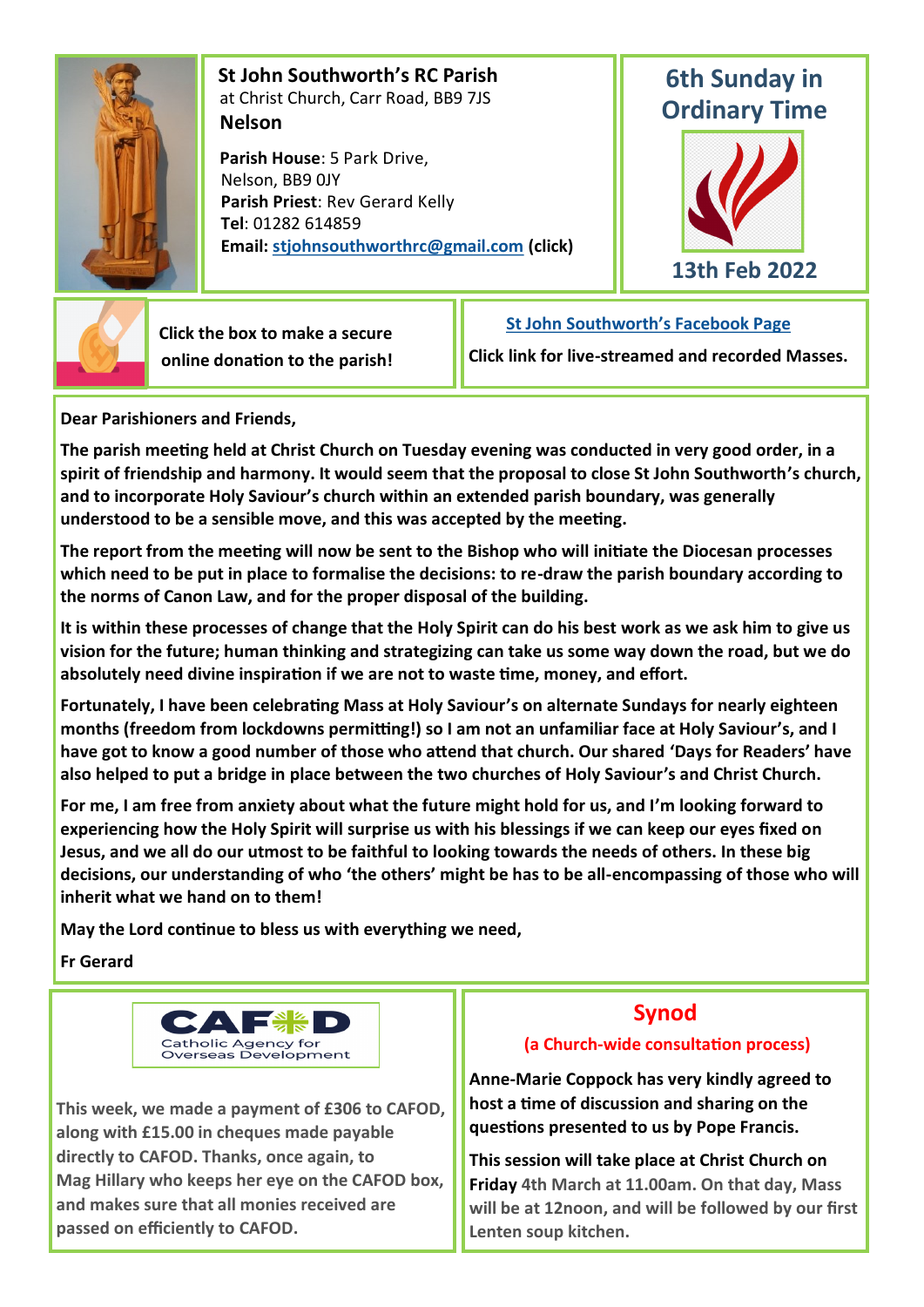## St John Southworth's RC Parish

at Christ Church, Carr Road, BB9 7JS

**Nelson**

**Parish House**: 5 Park Drive, Nelson, BB9 0JY

**Parish Priest**: Rev Gerard Kelly

**Tel**: 01282 614859

**Email: stjohnsouthworthrc@gmail.com (click)**

## 6th Sunday in Ordinary Time

**13th Feb 2022**

**Click the box to make a secure online donation to the parish!**

**St John Southworth's Facebook Page**

**Click link for live-streamed and recorded Masses.**

**Dear Parishioners and Friends,**

**The parish meeting held at Christ Church on Tuesday evening was conducted in very good order, in a spirit of friendship and harmony. It would seem that the proposal to close St John Southworth's church, and to incorporate Holy Saviour's church within an extended parish boundary, was generally understood to be a sensible move, and this was accepted by the meeting.**

**The report from the meeting will now be sent to the Bishop who will initiate the Diocesan processes which need to be put in place to formalise the decisions: to re-draw the parish boundary according to the norms of Canon Law, and for the proper disposal of the building.**

**It is within these processes of change that the Holy Spirit can do his best work as we ask him to give us vision for the future; human thinking and strategizing can take us some way down the road, but we do absolutely need divine inspiration if we are not to waste time, money, and effort.**

**Fortunately, I have been celebrating Mass at Holy Saviour's on alternate Sundays for nearly eighteen months (freedom from lockdowns permitting!) so I am not an unfamiliar face at Holy Saviour's, and I have got to know a good number of those who attend that church. Our shared 'Days for Readers' have also helped to put a bridge in place between the two churches of Holy Saviour's and Christ Church.**

**For me, I am free from anxiety about what the future might hold for us, and I'm looking forward to experiencing how the Holy Spirit will surprise us with his blessings if we can keep our eyes fixed on Jesus, and we all do our utmost to be faithful to looking towards the needs of others. In these big decisions, our understanding of who 'the others' might be has to be all-encompassing of those who will inherit what we hand on to them!**

**May the Lord continue to bless us with everything we need,**

**Fr Gerard**

**CAFOD**
Catholic Agency for Overseas Development

**This week, we made a payment of £306 to CAFOD, along with £15.00 in cheques made payable directly to CAFOD. Thanks, once again, to Mag Hillary who keeps her eye on the CAFOD box, and makes sure that all monies received are passed on efficiently to CAFOD.**

## Synod

**(a Church-wide consultation process)**

**Anne-Marie Coppock has very kindly agreed to host a time of discussion and sharing on the questions presented to us by Pope Francis.**

**This session will take place at Christ Church on Friday 4th March at 11.00am. On that day, Mass will be at 12noon, and will be followed by our first Lenten soup kitchen.**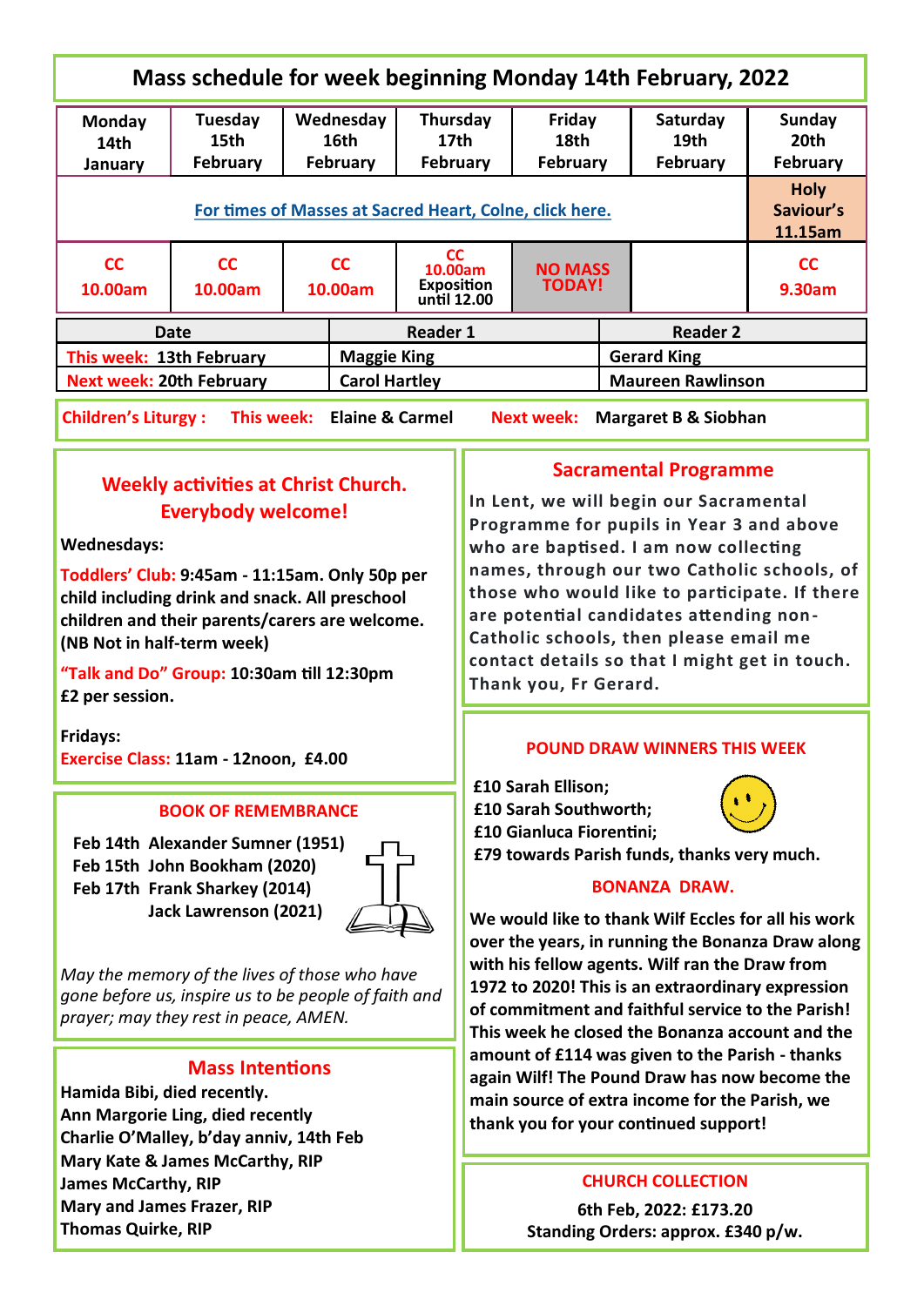# Mass schedule for week beginning Monday 14th February, 2022

| Monday 14th January | Tuesday 15th February | Wednesday 16th February | Thursday 17th February | Friday 18th February | Saturday 19th February | Sunday 20th February |
|---|---|---|---|---|---|---|
| For times of Masses at Sacred Heart, Colne, click here. | | | | | | Holy Saviour's 11.15am |
| CC 10.00am | CC 10.00am | CC 10.00am | CC 10.00am Exposition until 12.00 | NO MASS TODAY! | | CC 9.30am |

| Date | Reader 1 | Reader 2 |
|---|---|---|
| This week: 13th February | Maggie King | Gerard King |
| Next week: 20th February | Carol Hartley | Maureen Rawlinson |

**Children's Liturgy :** This week: **Elaine & Carmel** Next week: **Margaret B & Siobhan**

## Weekly activities at Christ Church. Everybody welcome!

**Wednesdays:**

**Toddlers' Club: 9:45am - 11:15am. Only 50p per child including drink and snack. All preschool children and their parents/carers are welcome. (NB Not in half-term week)**

**"Talk and Do" Group: 10:30am till 12:30pm £2 per session.**

**Fridays:**
**Exercise Class: 11am - 12noon, £4.00**

## BOOK OF REMEMBRANCE

**Feb 14th Alexander Sumner (1951)**
**Feb 15th John Bookham (2020)**
**Feb 17th Frank Sharkey (2014)**
**Jack Lawrenson (2021)**

*May the memory of the lives of those who have gone before us, inspire us to be people of faith and prayer; may they rest in peace, AMEN.*

## Mass Intentions

**Hamida Bibi, died recently.**
**Ann Margorie Ling, died recently**
**Charlie O'Malley, b'day anniv, 14th Feb**
**Mary Kate & James McCarthy, RIP**
**James McCarthy, RIP**
**Mary and James Frazer, RIP**
**Thomas Quirke, RIP**

## Sacramental Programme

**In Lent, we will begin our Sacramental Programme for pupils in Year 3 and above who are baptised. I am now collecting names, through our two Catholic schools, of those who would like to participate. If there are potential candidates attending non-Catholic schools, then please email me contact details so that I might get in touch. Thank you, Fr Gerard.**

## POUND DRAW WINNERS THIS WEEK

**£10 Sarah Ellison;**
**£10 Sarah Southworth;**
**£10 Gianluca Fiorentini;**
**£79 towards Parish funds, thanks very much.**

## BONANZA DRAW.

**We would like to thank Wilf Eccles for all his work over the years, in running the Bonanza Draw along with his fellow agents. Wilf ran the Draw from 1972 to 2020! This is an extraordinary expression of commitment and faithful service to the Parish! This week he closed the Bonanza account and the amount of £114 was given to the Parish - thanks again Wilf! The Pound Draw has now become the main source of extra income for the Parish, we thank you for your continued support!**

## CHURCH COLLECTION

**6th Feb, 2022: £173.20**
**Standing Orders: approx. £340 p/w.**